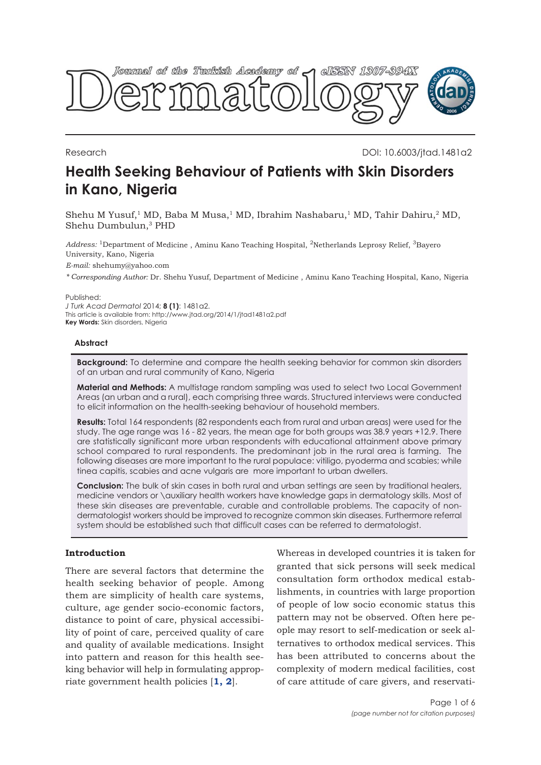Research

DOI: 10.6003/jtad.1481a2

# Health Seeking Behaviour of Patients with Skin Disorders in Kano, Nigeria

Shehu M Yusuf,[1] MD, Baba M Musa,[1] MD, Ibrahim Nashabaru,[1] MD, Tahir Dahiru,[2] MD, Shehu Dumbulun,[3] PHD

*Address:* [1]Department of Medicine , Aminu Kano Teaching Hospital, [2]Netherlands Leprosy Relief, [3]Bayero University, Kano, Nigeria

*E-mail:* shehumy@yahoo.com

*\* Corresponding Author:* Dr. Shehu Yusuf, Department of Medicine , Aminu Kano Teaching Hospital, Kano, Nigeria

Published:
*J Turk Acad Dermatol* 2014; **8 (1)**: 1481a2.
This article is available from: http://www.jtad.org/2014/1/jtad1481a2.pdf
**Key Words:** Skin disorders, Nigeria

### Abstract

**Background:** To determine and compare the health seeking behavior for common skin disorders of an urban and rural community of Kano, Nigeria

**Material and Methods:** A multistage random sampling was used to select two Local Government Areas (an urban and a rural), each comprising three wards. Structured interviews were conducted to elicit information on the health-seeking behaviour of household members.

**Results:** Total 164 respondents (82 respondents each from rural and urban areas) were used for the study. The age range was 16 - 82 years, the mean age for both groups was 38.9 years +12.9. There are statistically significant more urban respondents with educational attainment above primary school compared to rural respondents. The predominant job in the rural area is farming. The following diseases are more important to the rural populace: vitiligo, pyoderma and scabies; while tinea capitis, scabies and acne vulgaris are more important to urban dwellers.

**Conclusion:** The bulk of skin cases in both rural and urban settings are seen by traditional healers, medicine vendors or \auxiliary health workers have knowledge gaps in dermatology skills. Most of these skin diseases are preventable, curable and controllable problems. The capacity of non-dermatologist workers should be improved to recognize common skin diseases. Furthermore referral system should be established such that difficult cases can be referred to dermatologist.

## Introduction

There are several factors that determine the health seeking behavior of people. Among them are simplicity of health care systems, culture, age gender socio-economic factors, distance to point of care, physical accessibility of point of care, perceived quality of care and quality of available medications. Insight into pattern and reason for this health seeking behavior will help in formulating appropriate government health policies [1, 2].

Whereas in developed countries it is taken for granted that sick persons will seek medical consultation form orthodox medical establishments, in countries with large proportion of people of low socio economic status this pattern may not be observed. Often here people may resort to self-medication or seek alternatives to orthodox medical services. This has been attributed to concerns about the complexity of modern medical facilities, cost of care attitude of care givers, and reservati-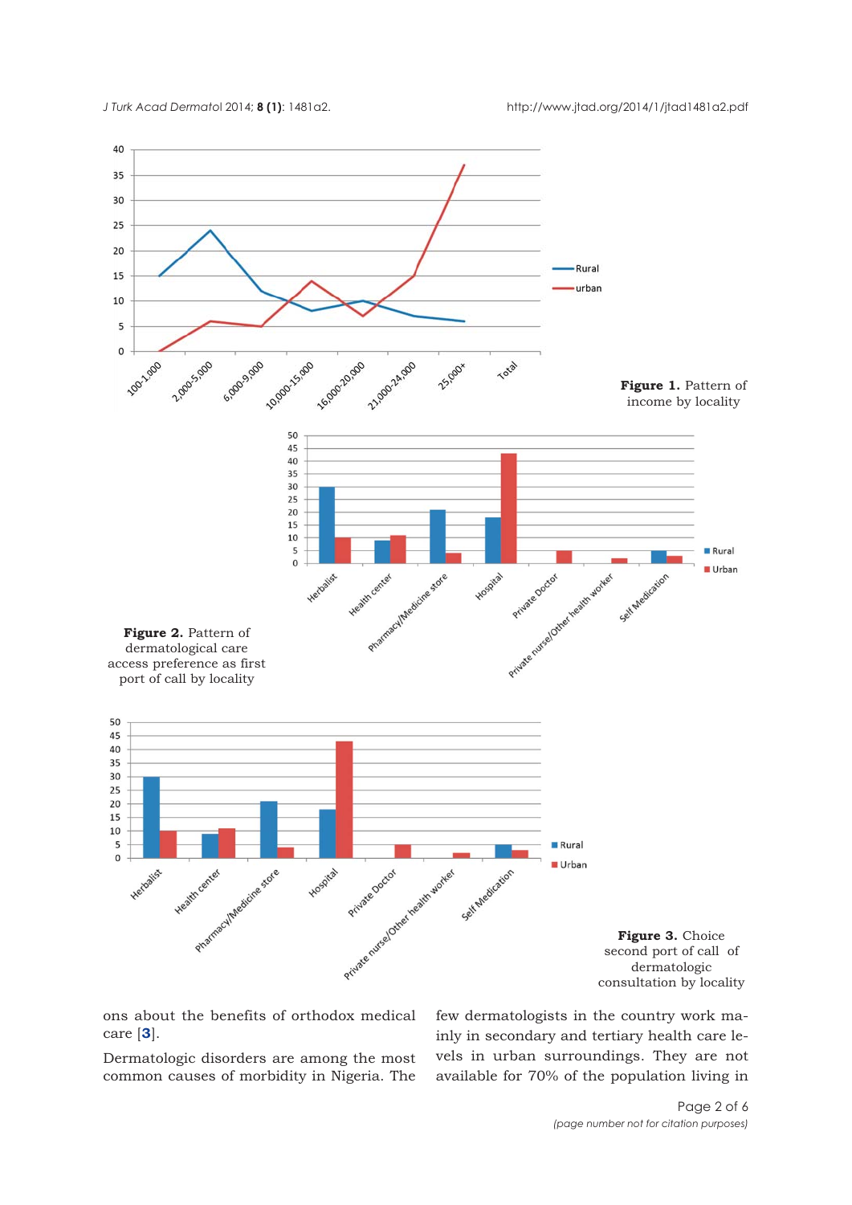**Figure 1.** Pattern of income by locality

**Figure 2.** Pattern of dermatological care access preference as first port of call by locality

**Figure 3.** Choice second port of call of dermatologic consultation by locality

ons about the benefits of orthodox medical care [3].

Dermatologic disorders are among the most common causes of morbidity in Nigeria. The few dermatologists in the country work mainly in secondary and tertiary health care levels in urban surroundings. They are not available for 70% of the population living in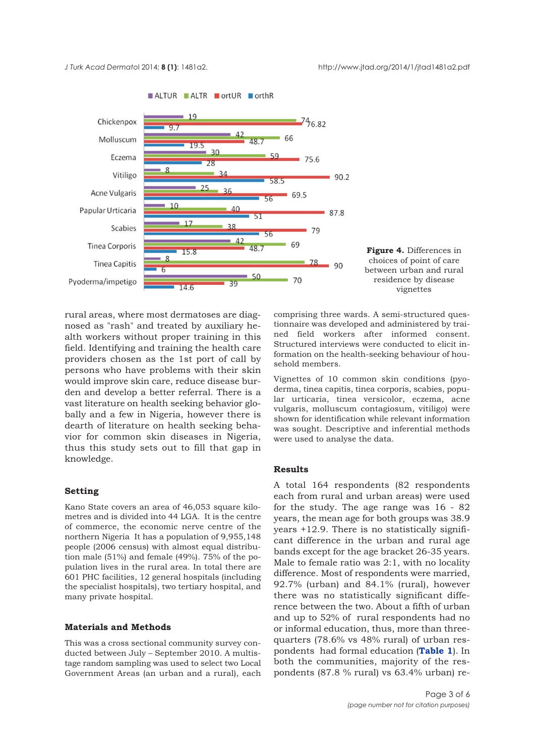**Figure 4.** Differences in choices of point of care between urban and rural residence by disease vignettes

rural areas, where most dermatoses are diagnosed as "rash" and treated by auxiliary health workers without proper training in this field. Identifying and training the health care providers chosen as the 1st port of call by persons who have problems with their skin would improve skin care, reduce disease burden and develop a better referral. There is a vast literature on health seeking behavior globally and a few in Nigeria, however there is dearth of literature on health seeking behavior for common skin diseases in Nigeria, thus this study sets out to fill that gap in knowledge.

## Setting

Kano State covers an area of 46,053 square kilometres and is divided into 44 LGA. It is the centre of commerce, the economic nerve centre of the northern Nigeria It has a population of 9,955,148 people (2006 census) with almost equal distribution male (51%) and female (49%). 75% of the population lives in the rural area. In total there are 601 PHC facilities, 12 general hospitals (including the specialist hospitals), two tertiary hospital, and many private hospital.

## Materials and Methods

This was a cross sectional community survey conducted between July – September 2010. A multistage random sampling was used to select two Local Government Areas (an urban and a rural), each comprising three wards. A semi-structured questionnaire was developed and administered by trained field workers after informed consent. Structured interviews were conducted to elicit information on the health-seeking behaviour of household members.

Vignettes of 10 common skin conditions (pyoderma, tinea capitis, tinea corporis, scabies, popular urticaria, tinea versicolor, eczema, acne vulgaris, molluscum contagiosum, vitiligo) were shown for identification while relevant information was sought. Descriptive and inferential methods were used to analyse the data.

## Results

A total 164 respondents (82 respondents each from rural and urban areas) were used for the study. The age range was 16 - 82 years, the mean age for both groups was 38.9 years +12.9. There is no statistically significant difference in the urban and rural age bands except for the age bracket 26-35 years. Male to female ratio was 2:1, with no locality difference. Most of respondents were married, 92.7% (urban) and 84.1% (rural), however there was no statistically significant difference between the two. About a fifth of urban and up to 52% of rural respondents had no or informal education, thus, more than three-quarters (78.6% vs 48% rural) of urban respondents had formal education (**Table 1**). In both the communities, majority of the respondents (87.8 % rural) vs 63.4% urban) re-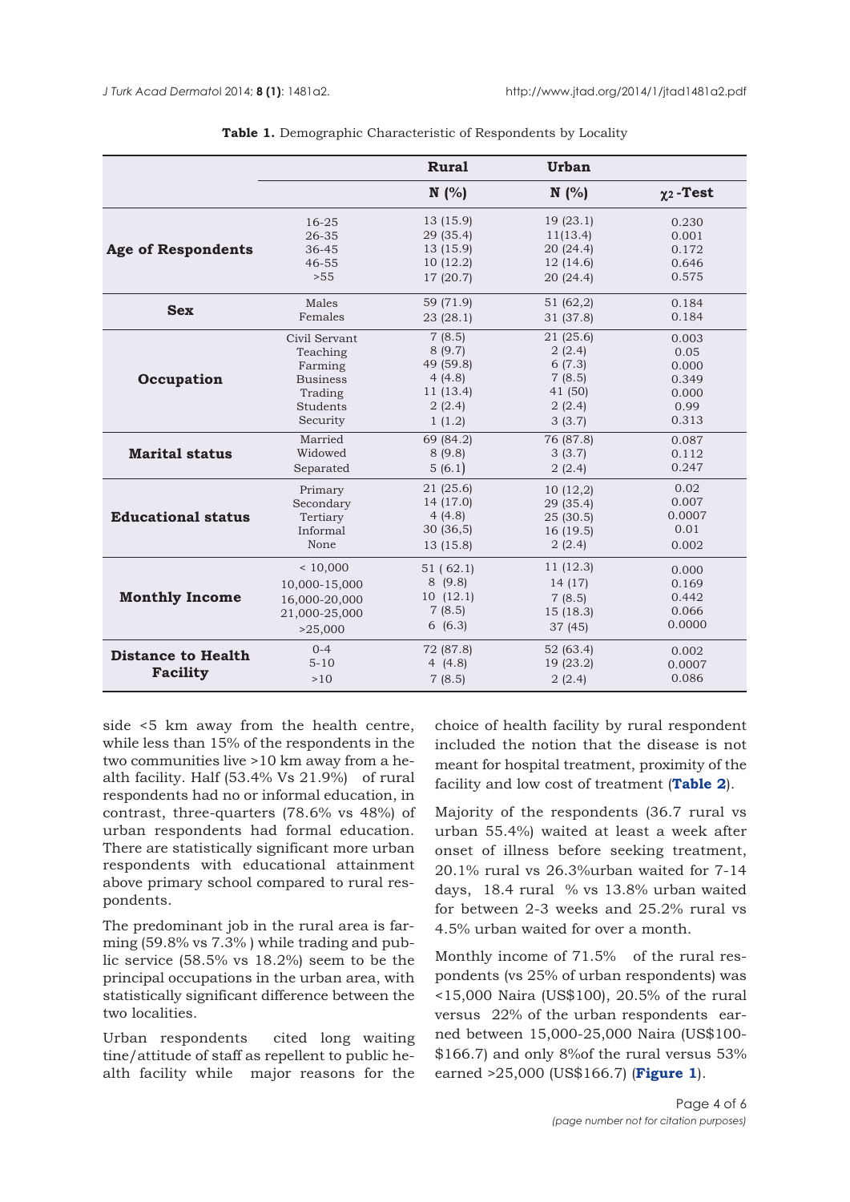**Table 1.** Demographic Characteristic of Respondents by Locality

| | | Rural | Urban | |
|---|---|---|---|---|
| | | N (%) | N (%) | $\chi_2$-Test |
| **Age of Respondents** | 16-25 | 13 (15.9) | 19 (23.1) | 0.230 |
| | 26-35 | 29 (35.4) | 11(13.4) | 0.001 |
| | 36-45 | 13 (15.9) | 20 (24.4) | 0.172 |
| | 46-55 | 10 (12.2) | 12 (14.6) | 0.646 |
| | >55 | 17 (20.7) | 20 (24.4) | 0.575 |
| **Sex** | Males | 59 (71.9) | 51 (62,2) | 0.184 |
| | Females | 23 (28.1) | 31 (37.8) | 0.184 |
| **Occupation** | Civil Servant | 7 (8.5) | 21 (25.6) | 0.003 |
| | Teaching | 8 (9.7) | 2 (2.4) | 0.05 |
| | Farming | 49 (59.8) | 6 (7.3) | 0.000 |
| | Business | 4 (4.8) | 7 (8.5) | 0.349 |
| | Trading | 11 (13.4) | 41 (50) | 0.000 |
| | Students | 2 (2.4) | 2 (2.4) | 0.99 |
| | Security | 1 (1.2) | 3 (3.7) | 0.313 |
| **Marital status** | Married | 69 (84.2) | 76 (87.8) | 0.087 |
| | Widowed | 8 (9.8) | 3 (3.7) | 0.112 |
| | Separated | 5 (6.1) | 2 (2.4) | 0.247 |
| **Educational status** | Primary | 21 (25.6) | 10 (12,2) | 0.02 |
| | Secondary | 14 (17.0) | 29 (35.4) | 0.007 |
| | Tertiary | 4 (4.8) | 25 (30.5) | 0.0007 |
| | Informal | 30 (36,5) | 16 (19.5) | 0.01 |
| | None | 13 (15.8) | 2 (2.4) | 0.002 |
| **Monthly Income** | < 10,000 | 51 ( 62.1) | 11 (12.3) | 0.000 |
| | 10,000-15,000 | 8 (9.8) | 14 (17) | 0.169 |
| | 16,000-20,000 | 10 (12.1) | 7 (8.5) | 0.442 |
| | 21,000-25,000 | 7 (8.5) | 15 (18.3) | 0.066 |
| | >25,000 | 6 (6.3) | 37 (45) | 0.0000 |
| **Distance to Health Facility** | 0-4 | 72 (87.8) | 52 (63.4) | 0.002 |
| | 5-10 | 4 (4.8) | 19 (23.2) | 0.0007 |
| | >10 | 7 (8.5) | 2 (2.4) | 0.086 |

side <5 km away from the health centre, while less than 15% of the respondents in the two communities live >10 km away from a health facility. Half (53.4% Vs 21.9%) of rural respondents had no or informal education, in contrast, three-quarters (78.6% vs 48%) of urban respondents had formal education. There are statistically significant more urban respondents with educational attainment above primary school compared to rural respondents.

The predominant job in the rural area is farming (59.8% vs 7.3% ) while trading and public service (58.5% vs 18.2%) seem to be the principal occupations in the urban area, with statistically significant difference between the two localities.

Urban respondents cited long waiting tine/attitude of staff as repellent to public health facility while major reasons for the choice of health facility by rural respondent included the notion that the disease is not meant for hospital treatment, proximity of the facility and low cost of treatment (**Table 2**).

Majority of the respondents (36.7 rural vs urban 55.4%) waited at least a week after onset of illness before seeking treatment, 20.1% rural vs 26.3%urban waited for 7-14 days, 18.4 rural % vs 13.8% urban waited for between 2-3 weeks and 25.2% rural vs 4.5% urban waited for over a month.

Monthly income of 71.5% of the rural respondents (vs 25% of urban respondents) was <15,000 Naira (US$100), 20.5% of the rural versus 22% of the urban respondents earned between 15,000-25,000 Naira (US$100-$166.7) and only 8%of the rural versus 53% earned >25,000 (US$166.7) (**Figure 1**).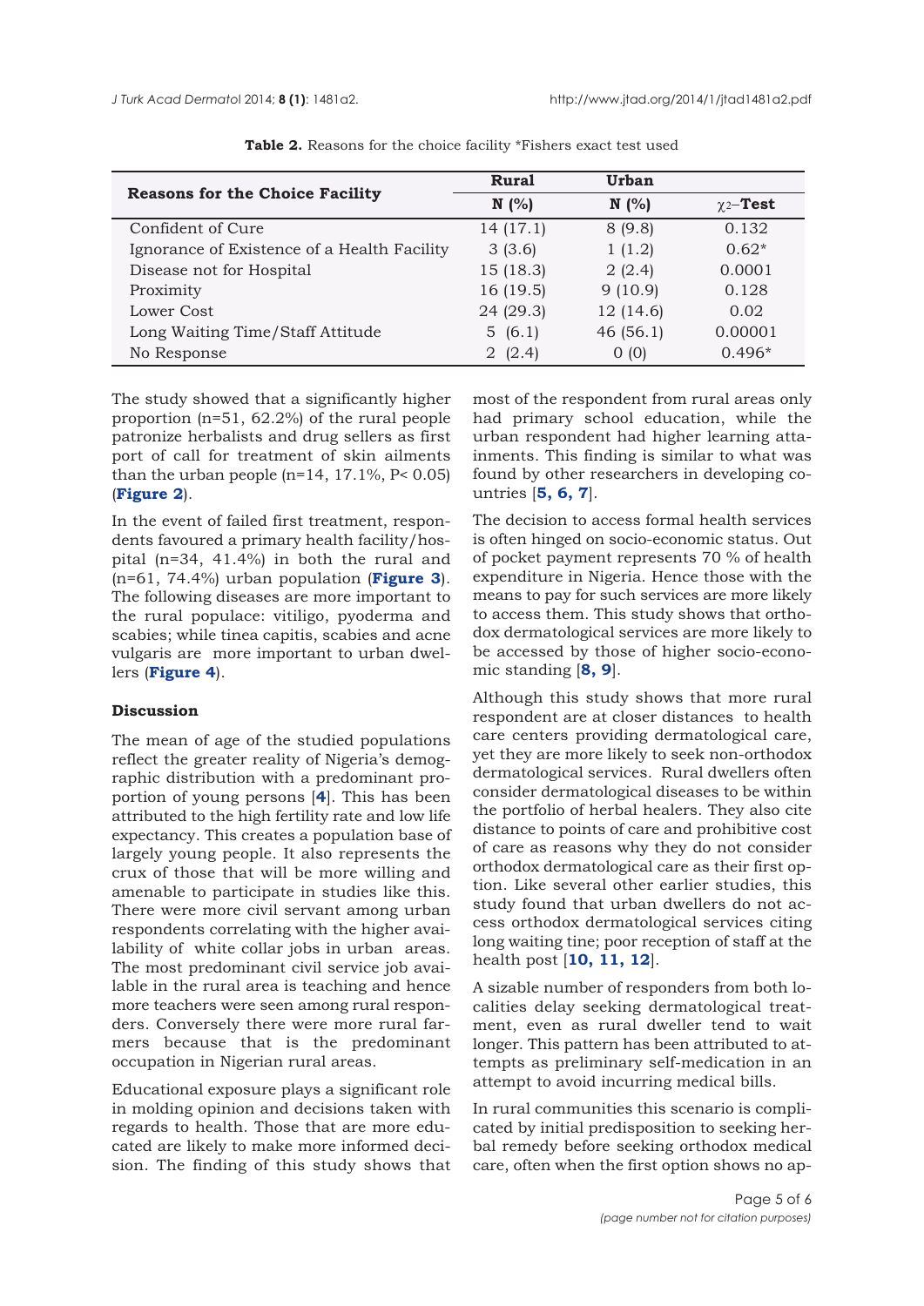**Table 2.** Reasons for the choice facility *Fishers exact test used

| Reasons for the Choice Facility | Rural | Urban | |
|---|---|---|---|
| | N (%) | N (%) | $\chi_2$–Test |
| Confident of Cure | 14 (17.1) | 8 (9.8) | 0.132 |
| Ignorance of Existence of a Health Facility | 3 (3.6) | 1 (1.2) | 0.62* |
| Disease not for Hospital | 15 (18.3) | 2 (2.4) | 0.0001 |
| Proximity | 16 (19.5) | 9 (10.9) | 0.128 |
| Lower Cost | 24 (29.3) | 12 (14.6) | 0.02 |
| Long Waiting Time/Staff Attitude | 5 (6.1) | 46 (56.1) | 0.00001 |
| No Response | 2 (2.4) | 0 (0) | 0.496* |

The study showed that a significantly higher proportion (n=51, 62.2%) of the rural people patronize herbalists and drug sellers as first port of call for treatment of skin ailments than the urban people (n=14, 17.1%, $P< 0.05$) (**Figure 2**).

In the event of failed first treatment, respondents favoured a primary health facility/hospital (n=34, 41.4%) in both the rural and (n=61, 74.4%) urban population (**Figure 3**). The following diseases are more important to the rural populace: vitiligo, pyoderma and scabies; while tinea capitis, scabies and acne vulgaris are more important to urban dwellers (**Figure 4**).

## Discussion

The mean of age of the studied populations reflect the greater reality of Nigeria's demographic distribution with a predominant proportion of young persons [4]. This has been attributed to the high fertility rate and low life expectancy. This creates a population base of largely young people. It also represents the crux of those that will be more willing and amenable to participate in studies like this. There were more civil servant among urban respondents correlating with the higher availability of white collar jobs in urban areas. The most predominant civil service job available in the rural area is teaching and hence more teachers were seen among rural responders. Conversely there were more rural farmers because that is the predominant occupation in Nigerian rural areas.

Educational exposure plays a significant role in molding opinion and decisions taken with regards to health. Those that are more educated are likely to make more informed decision. The finding of this study shows that most of the respondent from rural areas only had primary school education, while the urban respondent had higher learning attainments. This finding is similar to what was found by other researchers in developing countries [5, 6, 7].

The decision to access formal health services is often hinged on socio-economic status. Out of pocket payment represents 70 % of health expenditure in Nigeria. Hence those with the means to pay for such services are more likely to access them. This study shows that orthodox dermatological services are more likely to be accessed by those of higher socio-economic standing [8, 9].

Although this study shows that more rural respondent are at closer distances to health care centers providing dermatological care, yet they are more likely to seek non-orthodox dermatological services. Rural dwellers often consider dermatological diseases to be within the portfolio of herbal healers. They also cite distance to points of care and prohibitive cost of care as reasons why they do not consider orthodox dermatological care as their first option. Like several other earlier studies, this study found that urban dwellers do not access orthodox dermatological services citing long waiting tine; poor reception of staff at the health post [10, 11, 12].

A sizable number of responders from both localities delay seeking dermatological treatment, even as rural dweller tend to wait longer. This pattern has been attributed to attempts as preliminary self-medication in an attempt to avoid incurring medical bills.

In rural communities this scenario is complicated by initial predisposition to seeking herbal remedy before seeking orthodox medical care, often when the first option shows no ap-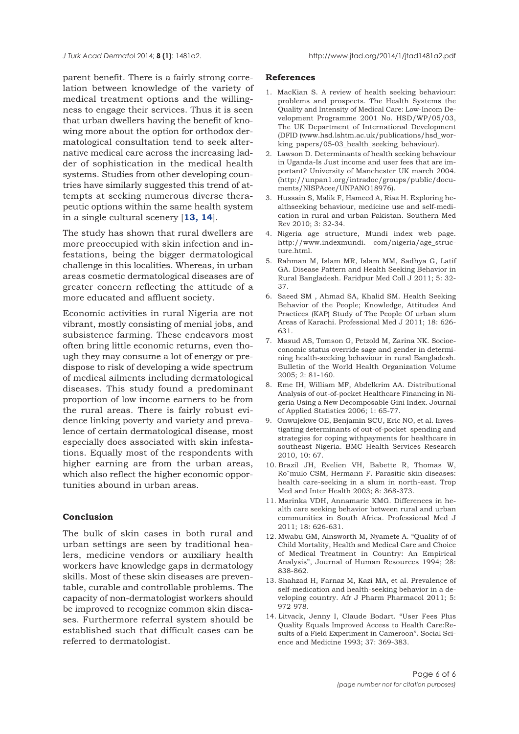parent benefit. There is a fairly strong correlation between knowledge of the variety of medical treatment options and the willingness to engage their services. Thus it is seen that urban dwellers having the benefit of knowing more about the option for orthodox dermatological consultation tend to seek alternative medical care across the increasing ladder of sophistication in the medical health systems. Studies from other developing countries have similarly suggested this trend of attempts at seeking numerous diverse therapeutic options within the same health system in a single cultural scenery [**13, 14**].

The study has shown that rural dwellers are more preoccupied with skin infection and infestations, being the bigger dermatological challenge in this localities. Whereas, in urban areas cosmetic dermatological diseases are of greater concern reflecting the attitude of a more educated and affluent society.

Economic activities in rural Nigeria are not vibrant, mostly consisting of menial jobs, and subsistence farming. These endeavors most often bring little economic returns, even though they may consume a lot of energy or predispose to risk of developing a wide spectrum of medical ailments including dermatological diseases. This study found a predominant proportion of low income earners to be from the rural areas. There is fairly robust evidence linking poverty and variety and prevalence of certain dermatological disease, most especially does associated with skin infestations. Equally most of the respondents with higher earning are from the urban areas, which also reflect the higher economic opportunities abound in urban areas.

## Conclusion

The bulk of skin cases in both rural and urban settings are seen by traditional healers, medicine vendors or auxiliary health workers have knowledge gaps in dermatology skills. Most of these skin diseases are preventable, curable and controllable problems. The capacity of non-dermatologist workers should be improved to recognize common skin diseases. Furthermore referral system should be established such that difficult cases can be referred to dermatologist.

## References

1. MacKian S. A review of health seeking behaviour: problems and prospects. The Health Systems the Quality and Intensity of Medical Care: Low-Incom Development Programme 2001 No. HSD/WP/05/03, The UK Department of International Development (DFID (www.hsd.lshtm.ac.uk/publications/hsd_working_papers/05-03_health_seeking_behaviour).
2. Lawson D. Determinants of health seeking behaviour in Uganda-Is Just income and user fees that are important? University of Manchester UK march 2004. (http://unpan1.org/intradoc/groups/public/documents/NISPAcee/UNPANO18976).
3. Hussain S, Malik F, Hameed A, Riaz H. Exploring healthseeking behaviour, medicine use and self-medication in rural and urban Pakistan. Southern Med Rev 2010; 3: 32-34.
4. Nigeria age structure, Mundi index web page. http://www.indexmundi. com/nigeria/age_structure.html.
5. Rahman M, Islam MR, Islam MM, Sadhya G, Latif GA. Disease Pattern and Health Seeking Behavior in Rural Bangladesh. Faridpur Med Coll J 2011; 5: 32-37.
6. Saeed SM , Ahmad SA, Khalid SM. Health Seeking Behavior of the People; Knowledge, Attitudes And Practices (KAP) Study of The People Of urban slum Areas of Karachi. Professional Med J 2011; 18: 626-631.
7. Masud AS, Tomson G, Petzold M, Zarina NK. Socioeconomic status override sage and gender in determining health-seeking behaviour in rural Bangladesh. Bulletin of the World Health Organization Volume 2005; 2: 81-160.
8. Eme IH, William MF, Abdelkrim AA. Distributional Analysis of out-of-pocket Healthcare Financing in Nigeria Using a New Decomposable Gini Index. Journal of Applied Statistics 2006; 1: 65-77.
9. Onwujekwe OE, Benjamin SCU, Eric NO, et al. Investigating determinants of out-of-pocket spending and strategies for coping withpayments for healthcare in southeast Nigeria. BMC Health Services Research 2010, 10: 67.
10. Brazil JH, Evelien VH, Babette R, Thomas W, Ro˜mulo CSM, Hermann F. Parasitic skin diseases: health care-seeking in a slum in north-east. Trop Med and Inter Health 2003; 8: 368-373.
11. Marinka VDH, Annamarie KMG. Differences in health care seeking behavior between rural and urban communities in South Africa. Professional Med J 2011; 18: 626-631.
12. Mwabu GM, Ainsworth M, Nyamete A. "Quality of of Child Mortality, Health and Medical Care and Choice of Medical Treatment in Country: An Empirical Analysis", Journal of Human Resources 1994; 28: 838-862.
13. Shahzad H, Farnaz M, Kazi MA, et al. Prevalence of self-medication and health-seeking behavior in a developing country. Afr J Pharm Pharmacol 2011; 5: 972-978.
14. Litvack, Jenny I, Claude Bodart. "User Fees Plus Quality Equals Improved Access to Health Care:Results of a Field Experiment in Cameroon". Social Science and Medicine 1993; 37: 369-383.